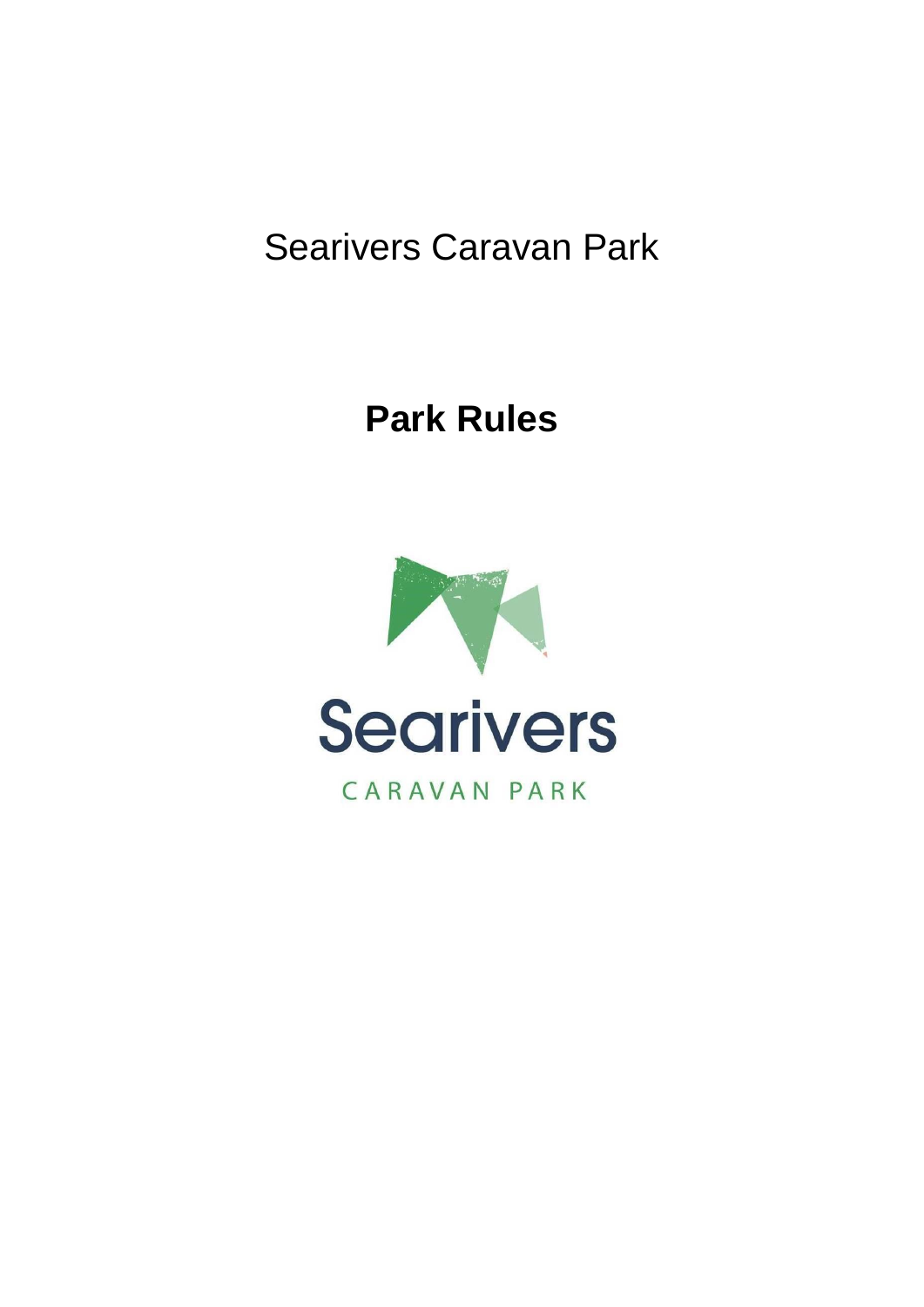Searivers Caravan Park

# Park Rules

Searivers

CARAVAN PARK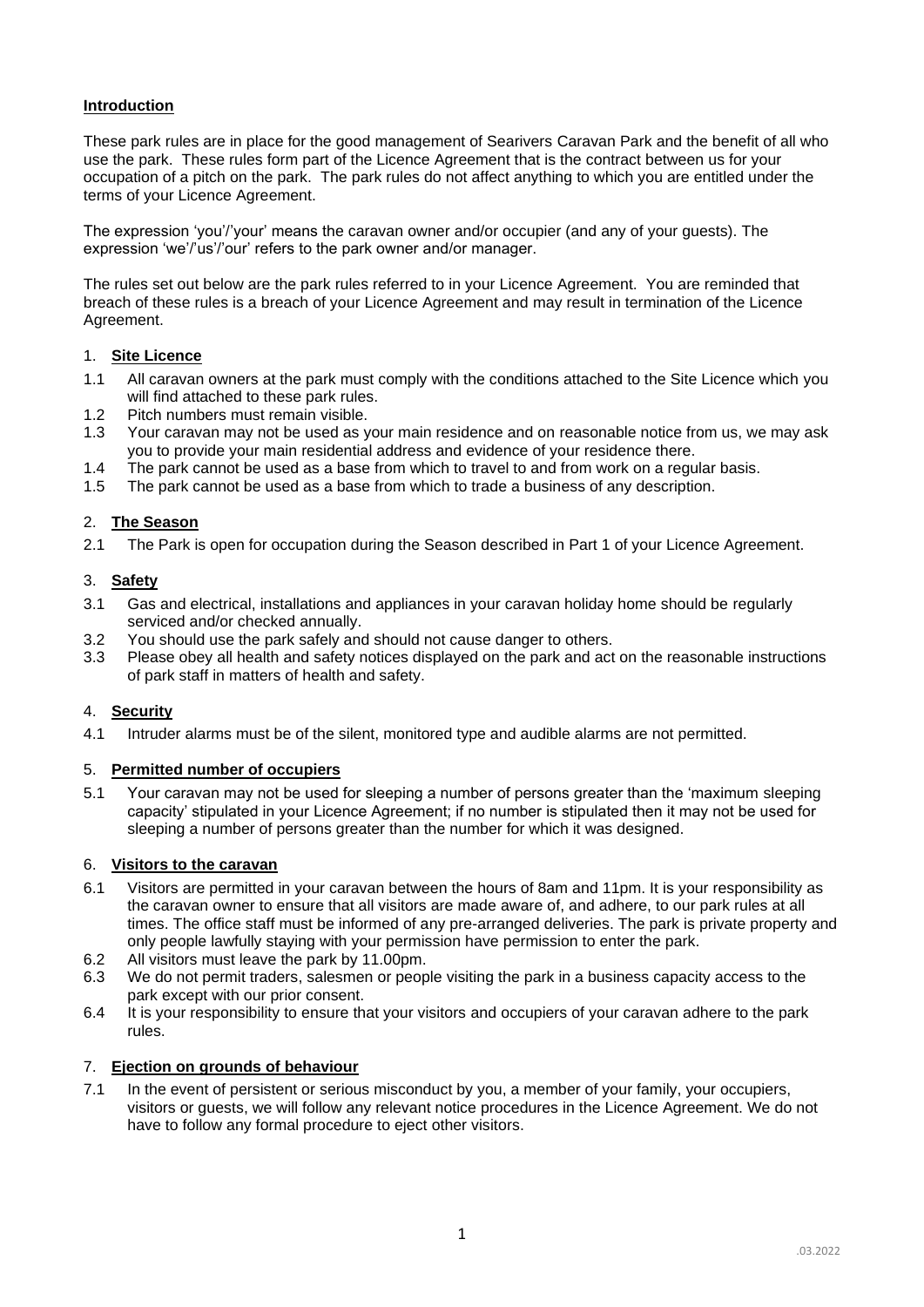## **Introduction**

These park rules are in place for the good management of Searivers Caravan Park and the benefit of all who use the park. These rules form part of the Licence Agreement that is the contract between us for your occupation of a pitch on the park. The park rules do not affect anything to which you are entitled under the terms of your Licence Agreement.

The expression 'you'/'your' means the caravan owner and/or occupier (and any of your guests). The expression 'we'/'us'/'our' refers to the park owner and/or manager.

The rules set out below are the park rules referred to in your Licence Agreement. You are reminded that breach of these rules is a breach of your Licence Agreement and may result in termination of the Licence Agreement.

### 1. **Site Licence**

1.1 All caravan owners at the park must comply with the conditions attached to the Site Licence which you will find attached to these park rules.

1.2 Pitch numbers must remain visible.

1.3 Your caravan may not be used as your main residence and on reasonable notice from us, we may ask you to provide your main residential address and evidence of your residence there.

1.4 The park cannot be used as a base from which to travel to and from work on a regular basis.

1.5 The park cannot be used as a base from which to trade a business of any description.

### 2. **The Season**

2.1 The Park is open for occupation during the Season described in Part 1 of your Licence Agreement.

### 3. **Safety**

3.1 Gas and electrical, installations and appliances in your caravan holiday home should be regularly serviced and/or checked annually.

3.2 You should use the park safely and should not cause danger to others.

3.3 Please obey all health and safety notices displayed on the park and act on the reasonable instructions of park staff in matters of health and safety.

### 4. **Security**

4.1 Intruder alarms must be of the silent, monitored type and audible alarms are not permitted.

### 5. **Permitted number of occupiers**

5.1 Your caravan may not be used for sleeping a number of persons greater than the 'maximum sleeping capacity' stipulated in your Licence Agreement; if no number is stipulated then it may not be used for sleeping a number of persons greater than the number for which it was designed.

### 6. **Visitors to the caravan**

6.1 Visitors are permitted in your caravan between the hours of 8am and 11pm. It is your responsibility as the caravan owner to ensure that all visitors are made aware of, and adhere, to our park rules at all times. The office staff must be informed of any pre-arranged deliveries. The park is private property and only people lawfully staying with your permission have permission to enter the park.

6.2 All visitors must leave the park by 11.00pm.

6.3 We do not permit traders, salesmen or people visiting the park in a business capacity access to the park except with our prior consent.

6.4 It is your responsibility to ensure that your visitors and occupiers of your caravan adhere to the park rules.

### 7. **Ejection on grounds of behaviour**

7.1 In the event of persistent or serious misconduct by you, a member of your family, your occupiers, visitors or guests, we will follow any relevant notice procedures in the Licence Agreement. We do not have to follow any formal procedure to eject other visitors.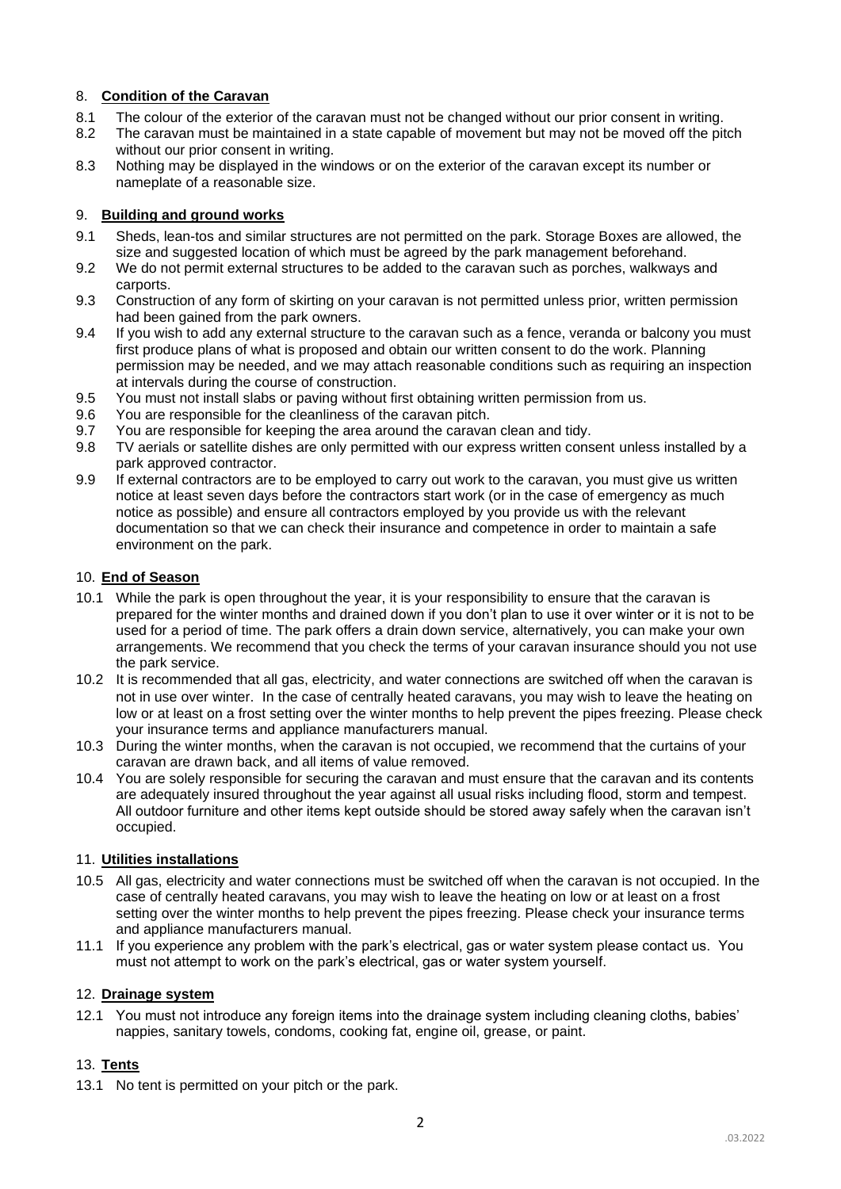## 8. **Condition of the Caravan**

8.1 The colour of the exterior of the caravan must not be changed without our prior consent in writing.

8.2 The caravan must be maintained in a state capable of movement but may not be moved off the pitch without our prior consent in writing.

8.3 Nothing may be displayed in the windows or on the exterior of the caravan except its number or nameplate of a reasonable size.

## 9. **Building and ground works**

9.1 Sheds, lean-tos and similar structures are not permitted on the park. Storage Boxes are allowed, the size and suggested location of which must be agreed by the park management beforehand.

9.2 We do not permit external structures to be added to the caravan such as porches, walkways and carports.

9.3 Construction of any form of skirting on your caravan is not permitted unless prior, written permission had been gained from the park owners.

9.4 If you wish to add any external structure to the caravan such as a fence, veranda or balcony you must first produce plans of what is proposed and obtain our written consent to do the work. Planning permission may be needed, and we may attach reasonable conditions such as requiring an inspection at intervals during the course of construction.

9.5 You must not install slabs or paving without first obtaining written permission from us.

9.6 You are responsible for the cleanliness of the caravan pitch.

9.7 You are responsible for keeping the area around the caravan clean and tidy.

9.8 TV aerials or satellite dishes are only permitted with our express written consent unless installed by a park approved contractor.

9.9 If external contractors are to be employed to carry out work to the caravan, you must give us written notice at least seven days before the contractors start work (or in the case of emergency as much notice as possible) and ensure all contractors employed by you provide us with the relevant documentation so that we can check their insurance and competence in order to maintain a safe environment on the park.

## 10. **End of Season**

10.1 While the park is open throughout the year, it is your responsibility to ensure that the caravan is prepared for the winter months and drained down if you don't plan to use it over winter or it is not to be used for a period of time. The park offers a drain down service, alternatively, you can make your own arrangements. We recommend that you check the terms of your caravan insurance should you not use the park service.

10.2 It is recommended that all gas, electricity, and water connections are switched off when the caravan is not in use over winter. In the case of centrally heated caravans, you may wish to leave the heating on low or at least on a frost setting over the winter months to help prevent the pipes freezing. Please check your insurance terms and appliance manufacturers manual.

10.3 During the winter months, when the caravan is not occupied, we recommend that the curtains of your caravan are drawn back, and all items of value removed.

10.4 You are solely responsible for securing the caravan and must ensure that the caravan and its contents are adequately insured throughout the year against all usual risks including flood, storm and tempest. All outdoor furniture and other items kept outside should be stored away safely when the caravan isn't occupied.

## 11. **Utilities installations**

10.5 All gas, electricity and water connections must be switched off when the caravan is not occupied. In the case of centrally heated caravans, you may wish to leave the heating on low or at least on a frost setting over the winter months to help prevent the pipes freezing. Please check your insurance terms and appliance manufacturers manual.

11.1 If you experience any problem with the park's electrical, gas or water system please contact us. You must not attempt to work on the park's electrical, gas or water system yourself.

## 12. **Drainage system**

12.1 You must not introduce any foreign items into the drainage system including cleaning cloths, babies' nappies, sanitary towels, condoms, cooking fat, engine oil, grease, or paint.

## 13. **Tents**

13.1 No tent is permitted on your pitch or the park.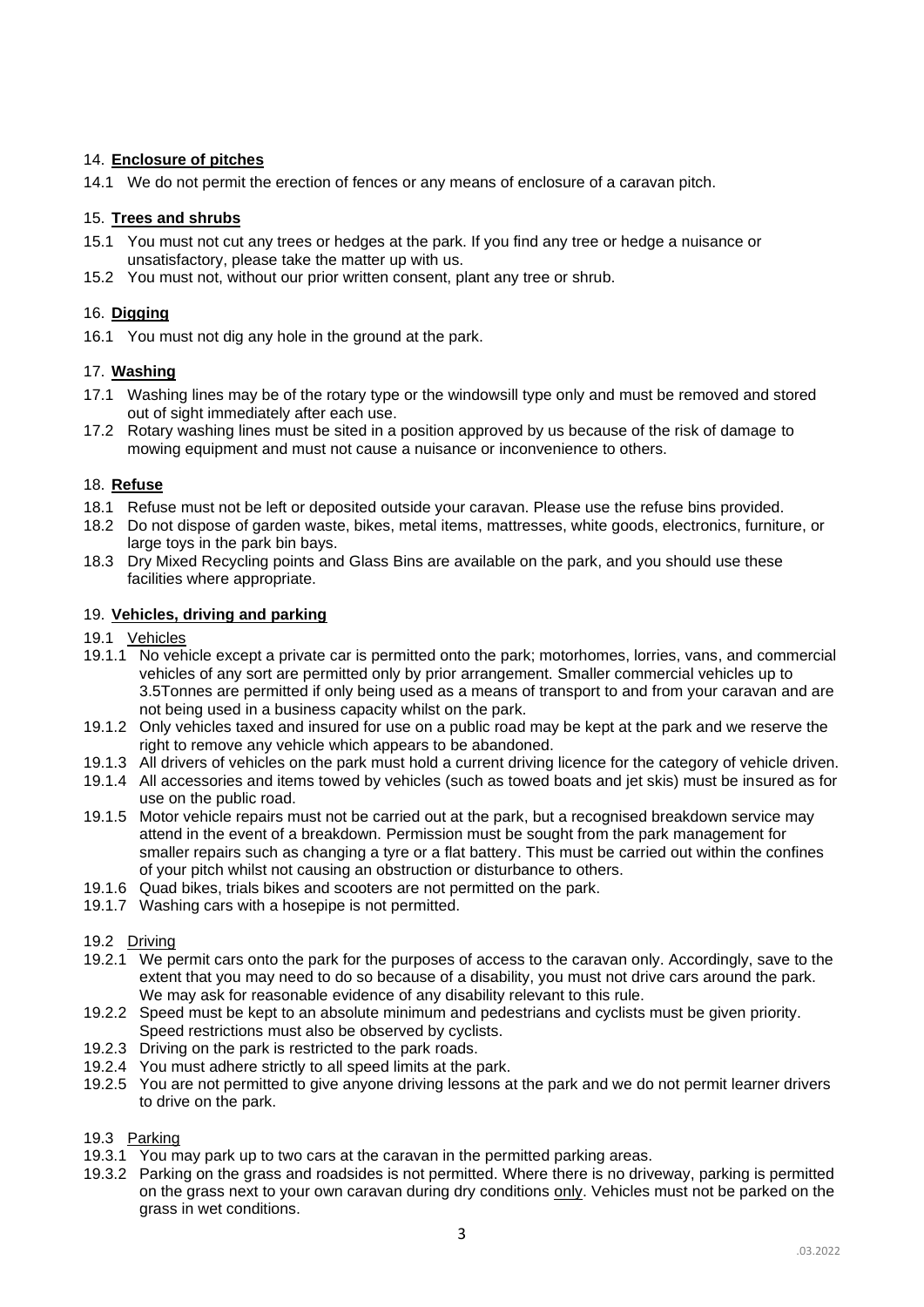## 14. **Enclosure of pitches**

14.1 We do not permit the erection of fences or any means of enclosure of a caravan pitch.

## 15. **Trees and shrubs**

15.1 You must not cut any trees or hedges at the park. If you find any tree or hedge a nuisance or unsatisfactory, please take the matter up with us.

15.2 You must not, without our prior written consent, plant any tree or shrub.

## 16. **Digging**

16.1 You must not dig any hole in the ground at the park.

## 17. **Washing**

17.1 Washing lines may be of the rotary type or the windowsill type only and must be removed and stored out of sight immediately after each use.

17.2 Rotary washing lines must be sited in a position approved by us because of the risk of damage to mowing equipment and must not cause a nuisance or inconvenience to others.

## 18. **Refuse**

18.1 Refuse must not be left or deposited outside your caravan. Please use the refuse bins provided.

18.2 Do not dispose of garden waste, bikes, metal items, mattresses, white goods, electronics, furniture, or large toys in the park bin bays.

18.3 Dry Mixed Recycling points and Glass Bins are available on the park, and you should use these facilities where appropriate.

## 19. **Vehicles, driving and parking**

### 19.1 Vehicles

19.1.1 No vehicle except a private car is permitted onto the park; motorhomes, lorries, vans, and commercial vehicles of any sort are permitted only by prior arrangement. Smaller commercial vehicles up to 3.5Tonnes are permitted if only being used as a means of transport to and from your caravan and are not being used in a business capacity whilst on the park.

19.1.2 Only vehicles taxed and insured for use on a public road may be kept at the park and we reserve the right to remove any vehicle which appears to be abandoned.

19.1.3 All drivers of vehicles on the park must hold a current driving licence for the category of vehicle driven.

19.1.4 All accessories and items towed by vehicles (such as towed boats and jet skis) must be insured as for use on the public road.

19.1.5 Motor vehicle repairs must not be carried out at the park, but a recognised breakdown service may attend in the event of a breakdown. Permission must be sought from the park management for smaller repairs such as changing a tyre or a flat battery. This must be carried out within the confines of your pitch whilst not causing an obstruction or disturbance to others.

19.1.6 Quad bikes, trials bikes and scooters are not permitted on the park.

19.1.7 Washing cars with a hosepipe is not permitted.

### 19.2 Driving

19.2.1 We permit cars onto the park for the purposes of access to the caravan only. Accordingly, save to the extent that you may need to do so because of a disability, you must not drive cars around the park. We may ask for reasonable evidence of any disability relevant to this rule.

19.2.2 Speed must be kept to an absolute minimum and pedestrians and cyclists must be given priority. Speed restrictions must also be observed by cyclists.

19.2.3 Driving on the park is restricted to the park roads.

19.2.4 You must adhere strictly to all speed limits at the park.

19.2.5 You are not permitted to give anyone driving lessons at the park and we do not permit learner drivers to drive on the park.

### 19.3 Parking

19.3.1 You may park up to two cars at the caravan in the permitted parking areas.

19.3.2 Parking on the grass and roadsides is not permitted. Where there is no driveway, parking is permitted on the grass next to your own caravan during dry conditions only. Vehicles must not be parked on the grass in wet conditions.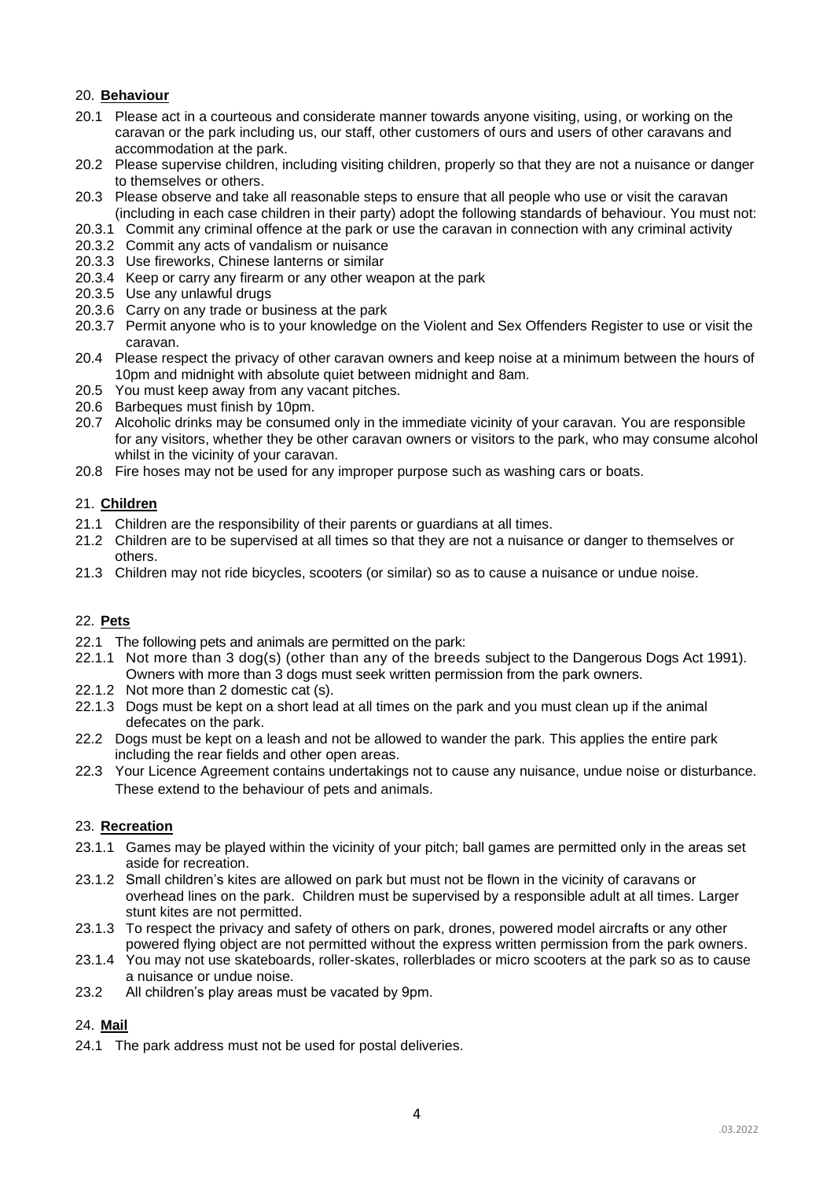## 20. **Behaviour**

20.1 Please act in a courteous and considerate manner towards anyone visiting, using, or working on the caravan or the park including us, our staff, other customers of ours and users of other caravans and accommodation at the park.

20.2 Please supervise children, including visiting children, properly so that they are not a nuisance or danger to themselves or others.

20.3 Please observe and take all reasonable steps to ensure that all people who use or visit the caravan (including in each case children in their party) adopt the following standards of behaviour. You must not:

20.3.1 Commit any criminal offence at the park or use the caravan in connection with any criminal activity

20.3.2 Commit any acts of vandalism or nuisance

20.3.3 Use fireworks, Chinese lanterns or similar

20.3.4 Keep or carry any firearm or any other weapon at the park

20.3.5 Use any unlawful drugs

20.3.6 Carry on any trade or business at the park

20.3.7 Permit anyone who is to your knowledge on the Violent and Sex Offenders Register to use or visit the caravan.

20.4 Please respect the privacy of other caravan owners and keep noise at a minimum between the hours of 10pm and midnight with absolute quiet between midnight and 8am.

20.5 You must keep away from any vacant pitches.

20.6 Barbeques must finish by 10pm.

20.7 Alcoholic drinks may be consumed only in the immediate vicinity of your caravan. You are responsible for any visitors, whether they be other caravan owners or visitors to the park, who may consume alcohol whilst in the vicinity of your caravan.

20.8 Fire hoses may not be used for any improper purpose such as washing cars or boats.

## 21. **Children**

21.1 Children are the responsibility of their parents or guardians at all times.

21.2 Children are to be supervised at all times so that they are not a nuisance or danger to themselves or others.

21.3 Children may not ride bicycles, scooters (or similar) so as to cause a nuisance or undue noise.

## 22. **Pets**

22.1 The following pets and animals are permitted on the park:

22.1.1 Not more than 3 dog(s) (other than any of the breeds subject to the Dangerous Dogs Act 1991). Owners with more than 3 dogs must seek written permission from the park owners.

22.1.2 Not more than 2 domestic cat (s).

22.1.3 Dogs must be kept on a short lead at all times on the park and you must clean up if the animal defecates on the park.

22.2 Dogs must be kept on a leash and not be allowed to wander the park. This applies the entire park including the rear fields and other open areas.

22.3 Your Licence Agreement contains undertakings not to cause any nuisance, undue noise or disturbance. These extend to the behaviour of pets and animals.

## 23. **Recreation**

23.1.1 Games may be played within the vicinity of your pitch; ball games are permitted only in the areas set aside for recreation.

23.1.2 Small children's kites are allowed on park but must not be flown in the vicinity of caravans or overhead lines on the park. Children must be supervised by a responsible adult at all times. Larger stunt kites are not permitted.

23.1.3 To respect the privacy and safety of others on park, drones, powered model aircrafts or any other powered flying object are not permitted without the express written permission from the park owners.

23.1.4 You may not use skateboards, roller-skates, rollerblades or micro scooters at the park so as to cause a nuisance or undue noise.

23.2 All children's play areas must be vacated by 9pm.

## 24. **Mail**

24.1 The park address must not be used for postal deliveries.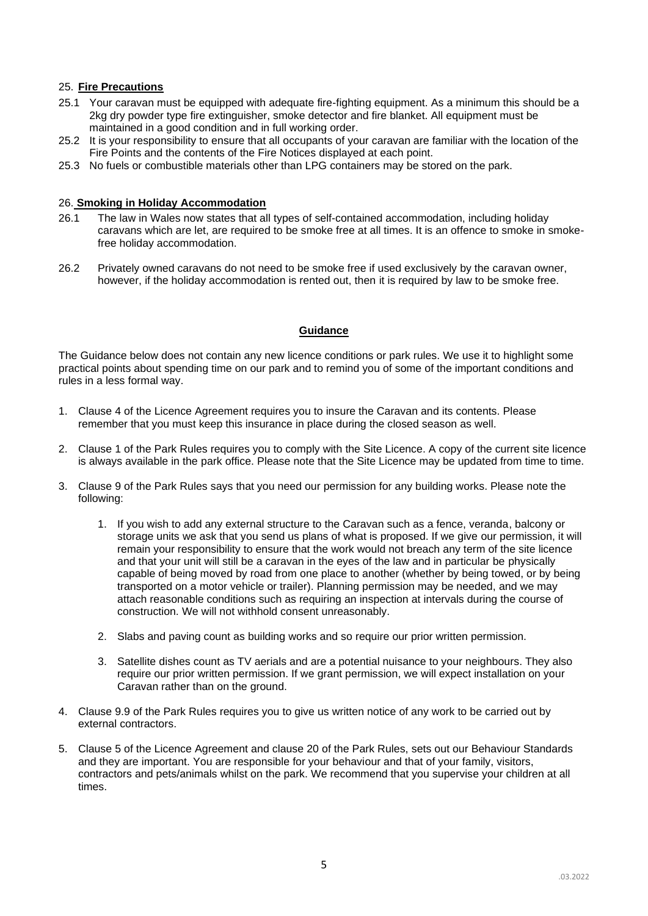## 25. **Fire Precautions**

25.1 Your caravan must be equipped with adequate fire-fighting equipment. As a minimum this should be a 2kg dry powder type fire extinguisher, smoke detector and fire blanket. All equipment must be maintained in a good condition and in full working order.

25.2 It is your responsibility to ensure that all occupants of your caravan are familiar with the location of the Fire Points and the contents of the Fire Notices displayed at each point.

25.3 No fuels or combustible materials other than LPG containers may be stored on the park.

## 26. **Smoking in Holiday Accommodation**

26.1 The law in Wales now states that all types of self-contained accommodation, including holiday caravans which are let, are required to be smoke free at all times. It is an offence to smoke in smoke-free holiday accommodation.

26.2 Privately owned caravans do not need to be smoke free if used exclusively by the caravan owner, however, if the holiday accommodation is rented out, then it is required by law to be smoke free.

## **Guidance**

The Guidance below does not contain any new licence conditions or park rules. We use it to highlight some practical points about spending time on our park and to remind you of some of the important conditions and rules in a less formal way.

1. Clause 4 of the Licence Agreement requires you to insure the Caravan and its contents. Please remember that you must keep this insurance in place during the closed season as well.

2. Clause 1 of the Park Rules requires you to comply with the Site Licence. A copy of the current site licence is always available in the park office. Please note that the Site Licence may be updated from time to time.

3. Clause 9 of the Park Rules says that you need our permission for any building works. Please note the following:

    1. If you wish to add any external structure to the Caravan such as a fence, veranda, balcony or storage units we ask that you send us plans of what is proposed. If we give our permission, it will remain your responsibility to ensure that the work would not breach any term of the site licence and that your unit will still be a caravan in the eyes of the law and in particular be physically capable of being moved by road from one place to another (whether by being towed, or by being transported on a motor vehicle or trailer). Planning permission may be needed, and we may attach reasonable conditions such as requiring an inspection at intervals during the course of construction. We will not withhold consent unreasonably.

    2. Slabs and paving count as building works and so require our prior written permission.

    3. Satellite dishes count as TV aerials and are a potential nuisance to your neighbours. They also require our prior written permission. If we grant permission, we will expect installation on your Caravan rather than on the ground.

4. Clause 9.9 of the Park Rules requires you to give us written notice of any work to be carried out by external contractors.

5. Clause 5 of the Licence Agreement and clause 20 of the Park Rules, sets out our Behaviour Standards and they are important. You are responsible for your behaviour and that of your family, visitors, contractors and pets/animals whilst on the park. We recommend that you supervise your children at all times.